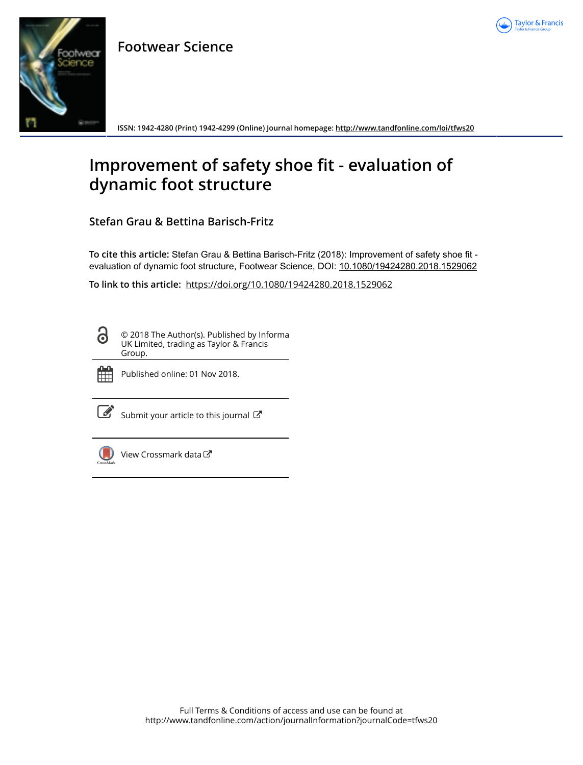# Footwear Science

ISSN: 1942-4280 (Print) 1942-4299 (Online) Journal homepage: http://www.tandfonline.com/loi/tfws20

# Improvement of safety shoe fit - evaluation of dynamic foot structure

## Stefan Grau & Bettina Barisch-Fritz

**To cite this article:** Stefan Grau & Bettina Barisch-Fritz (2018): Improvement of safety shoe fit - evaluation of dynamic foot structure, Footwear Science, DOI: 10.1080/19424280.2018.1529062

**To link to this article:** https://doi.org/10.1080/19424280.2018.1529062

© 2018 The Author(s). Published by Informa UK Limited, trading as Taylor & Francis Group.

Published online: 01 Nov 2018.

Submit your article to this journal

View Crossmark data

Full Terms & Conditions of access and use can be found at http://www.tandfonline.com/action/journalInformation?journalCode=tfws20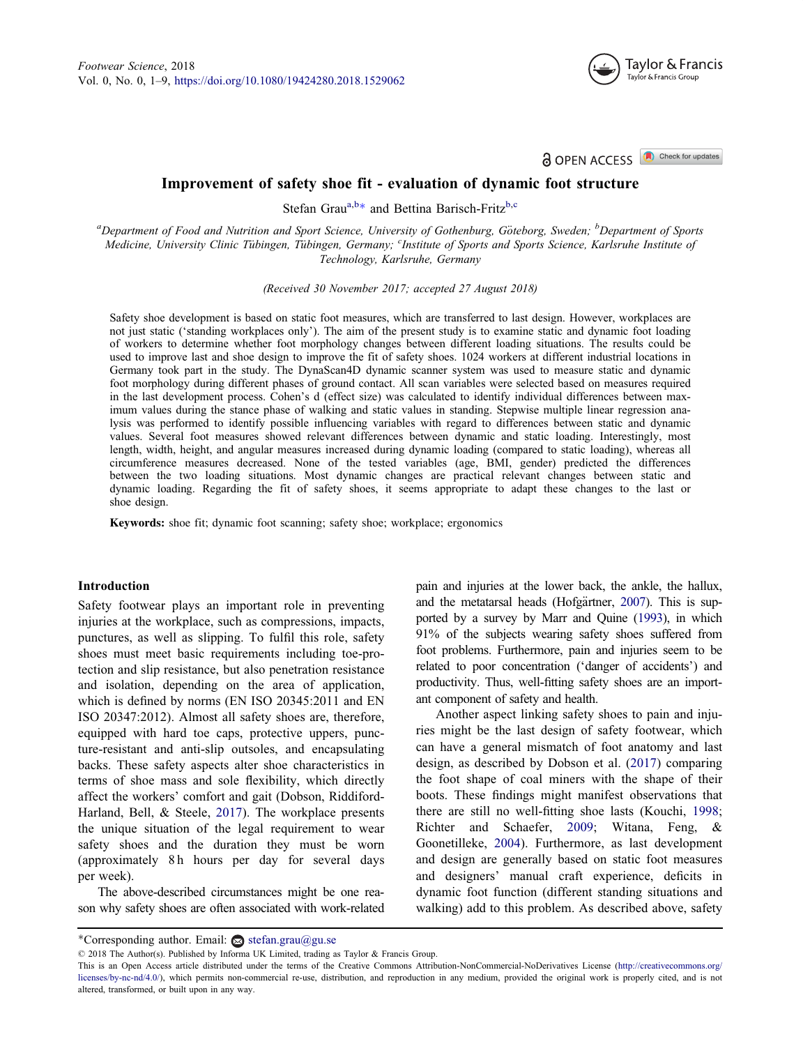# Improvement of safety shoe fit - evaluation of dynamic foot structure

Stefan Grau[a,b*] and Bettina Barisch-Fritz[b,c]

[a]*Department of Food and Nutrition and Sport Science, University of Gothenburg, Göteborg, Sweden;* [b]*Department of Sports Medicine, University Clinic Tübingen, Tübingen, Germany;* [c]*Institute of Sports and Sports Science, Karlsruhe Institute of Technology, Karlsruhe, Germany*

*(Received 30 November 2017; accepted 27 August 2018)*

Safety shoe development is based on static foot measures, which are transferred to last design. However, workplaces are not just static ('standing workplaces only'). The aim of the present study is to examine static and dynamic foot loading of workers to determine whether foot morphology changes between different loading situations. The results could be used to improve last and shoe design to improve the fit of safety shoes. 1024 workers at different industrial locations in Germany took part in the study. The DynaScan4D dynamic scanner system was used to measure static and dynamic foot morphology during different phases of ground contact. All scan variables were selected based on measures required in the last development process. Cohen's d (effect size) was calculated to identify individual differences between maximum values during the stance phase of walking and static values in standing. Stepwise multiple linear regression analysis was performed to identify possible influencing variables with regard to differences between static and dynamic values. Several foot measures showed relevant differences between dynamic and static loading. Interestingly, most length, width, height, and angular measures increased during dynamic loading (compared to static loading), whereas all circumference measures decreased. None of the tested variables (age, BMI, gender) predicted the differences between the two loading situations. Most dynamic changes are practical relevant changes between static and dynamic loading. Regarding the fit of safety shoes, it seems appropriate to adapt these changes to the last or shoe design.

**Keywords:** shoe fit; dynamic foot scanning; safety shoe; workplace; ergonomics

## Introduction

Safety footwear plays an important role in preventing injuries at the workplace, such as compressions, impacts, punctures, as well as slipping. To fulfil this role, safety shoes must meet basic requirements including toe-protection and slip resistance, but also penetration resistance and isolation, depending on the area of application, which is defined by norms (EN ISO 20345:2011 and EN ISO 20347:2012). Almost all safety shoes are, therefore, equipped with hard toe caps, protective uppers, puncture-resistant and anti-slip outsoles, and encapsulating backs. These safety aspects alter shoe characteristics in terms of shoe mass and sole flexibility, which directly affect the workers' comfort and gait (Dobson, Riddiford-Harland, Bell, & Steele, 2017). The workplace presents the unique situation of the legal requirement to wear safety shoes and the duration they must be worn (approximately 8 h hours per day for several days per week).

The above-described circumstances might be one reason why safety shoes are often associated with work-related pain and injuries at the lower back, the ankle, the hallux, and the metatarsal heads (Hofgärtner, 2007). This is supported by a survey by Marr and Quine (1993), in which 91% of the subjects wearing safety shoes suffered from foot problems. Furthermore, pain and injuries seem to be related to poor concentration ('danger of accidents') and productivity. Thus, well-fitting safety shoes are an important component of safety and health.

Another aspect linking safety shoes to pain and injuries might be the last design of safety footwear, which can have a general mismatch of foot anatomy and last design, as described by Dobson et al. (2017) comparing the foot shape of coal miners with the shape of their boots. These findings might manifest observations that there are still no well-fitting shoe lasts (Kouchi, 1998; Richter and Schaefer, 2009; Witana, Feng, & Goonetilleke, 2004). Furthermore, as last development and design are generally based on static foot measures and designers' manual craft experience, deficits in dynamic foot function (different standing situations and walking) add to this problem. As described above, safety

*Corresponding author. Email: stefan.grau@gu.se

© 2018 The Author(s). Published by Informa UK Limited, trading as Taylor & Francis Group.
This is an Open Access article distributed under the terms of the Creative Commons Attribution-NonCommercial-NoDerivatives License (http://creativecommons.org/licenses/by-nc-nd/4.0/), which permits non-commercial re-use, distribution, and reproduction in any medium, provided the original work is properly cited, and is not altered, transformed, or built upon in any way.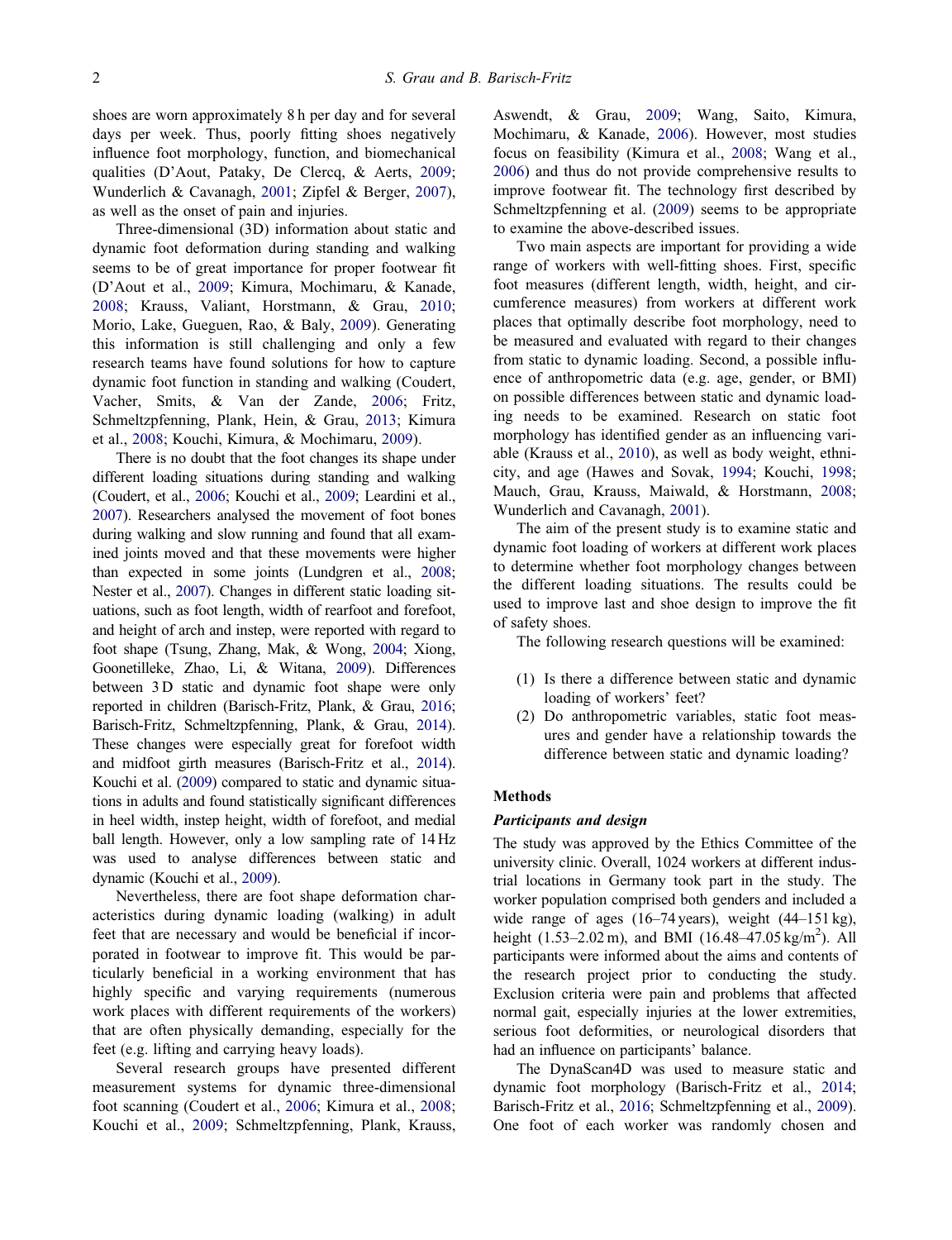shoes are worn approximately 8 h per day and for several days per week. Thus, poorly fitting shoes negatively influence foot morphology, function, and biomechanical qualities (D'Aout, Pataky, De Clercq, & Aerts, 2009; Wunderlich & Cavanagh, 2001; Zipfel & Berger, 2007), as well as the onset of pain and injuries.

Three-dimensional (3D) information about static and dynamic foot deformation during standing and walking seems to be of great importance for proper footwear fit (D'Aout et al., 2009; Kimura, Mochimaru, & Kanade, 2008; Krauss, Valiant, Horstmann, & Grau, 2010; Morio, Lake, Gueguen, Rao, & Baly, 2009). Generating this information is still challenging and only a few research teams have found solutions for how to capture dynamic foot function in standing and walking (Coudert, Vacher, Smits, & Van der Zande, 2006; Fritz, Schmeltzpfenning, Plank, Hein, & Grau, 2013; Kimura et al., 2008; Kouchi, Kimura, & Mochimaru, 2009).

There is no doubt that the foot changes its shape under different loading situations during standing and walking (Coudert, et al., 2006; Kouchi et al., 2009; Leardini et al., 2007). Researchers analysed the movement of foot bones during walking and slow running and found that all examined joints moved and that these movements were higher than expected in some joints (Lundgren et al., 2008; Nester et al., 2007). Changes in different static loading situations, such as foot length, width of rearfoot and forefoot, and height of arch and instep, were reported with regard to foot shape (Tsung, Zhang, Mak, & Wong, 2004; Xiong, Goonetilleke, Zhao, Li, & Witana, 2009). Differences between 3 D static and dynamic foot shape were only reported in children (Barisch-Fritz, Plank, & Grau, 2016; Barisch-Fritz, Schmeltzpfenning, Plank, & Grau, 2014). These changes were especially great for forefoot width and midfoot girth measures (Barisch-Fritz et al., 2014). Kouchi et al. (2009) compared to static and dynamic situations in adults and found statistically significant differences in heel width, instep height, width of forefoot, and medial ball length. However, only a low sampling rate of 14 Hz was used to analyse differences between static and dynamic (Kouchi et al., 2009).

Nevertheless, there are foot shape deformation characteristics during dynamic loading (walking) in adult feet that are necessary and would be beneficial if incorporated in footwear to improve fit. This would be particularly beneficial in a working environment that has highly specific and varying requirements (numerous work places with different requirements of the workers) that are often physically demanding, especially for the feet (e.g. lifting and carrying heavy loads).

Several research groups have presented different measurement systems for dynamic three-dimensional foot scanning (Coudert et al., 2006; Kimura et al., 2008; Kouchi et al., 2009; Schmeltzpfenning, Plank, Krauss, Aswendt, & Grau, 2009; Wang, Saito, Kimura, Mochimaru, & Kanade, 2006). However, most studies focus on feasibility (Kimura et al., 2008; Wang et al., 2006) and thus do not provide comprehensive results to improve footwear fit. The technology first described by Schmeltzpfenning et al. (2009) seems to be appropriate to examine the above-described issues.

Two main aspects are important for providing a wide range of workers with well-fitting shoes. First, specific foot measures (different length, width, height, and circumference measures) from workers at different work places that optimally describe foot morphology, need to be measured and evaluated with regard to their changes from static to dynamic loading. Second, a possible influence of anthropometric data (e.g. age, gender, or BMI) on possible differences between static and dynamic loading needs to be examined. Research on static foot morphology has identified gender as an influencing variable (Krauss et al., 2010), as well as body weight, ethnicity, and age (Hawes and Sovak, 1994; Kouchi, 1998; Mauch, Grau, Krauss, Maiwald, & Horstmann, 2008; Wunderlich and Cavanagh, 2001).

The aim of the present study is to examine static and dynamic foot loading of workers at different work places to determine whether foot morphology changes between the different loading situations. The results could be used to improve last and shoe design to improve the fit of safety shoes.

The following research questions will be examined:

(1) Is there a difference between static and dynamic loading of workers' feet?
(2) Do anthropometric variables, static foot measures and gender have a relationship towards the difference between static and dynamic loading?

## Methods

### *Participants and design*

The study was approved by the Ethics Committee of the university clinic. Overall, 1024 workers at different industrial locations in Germany took part in the study. The worker population comprised both genders and included a wide range of ages (16–74 years), weight (44–151 kg), height (1.53–2.02 m), and BMI (16.48–47.05 kg/m$^2$). All participants were informed about the aims and contents of the research project prior to conducting the study. Exclusion criteria were pain and problems that affected normal gait, especially injuries at the lower extremities, serious foot deformities, or neurological disorders that had an influence on participants' balance.

The DynaScan4D was used to measure static and dynamic foot morphology (Barisch-Fritz et al., 2014; Barisch-Fritz et al., 2016; Schmeltzpfenning et al., 2009). One foot of each worker was randomly chosen and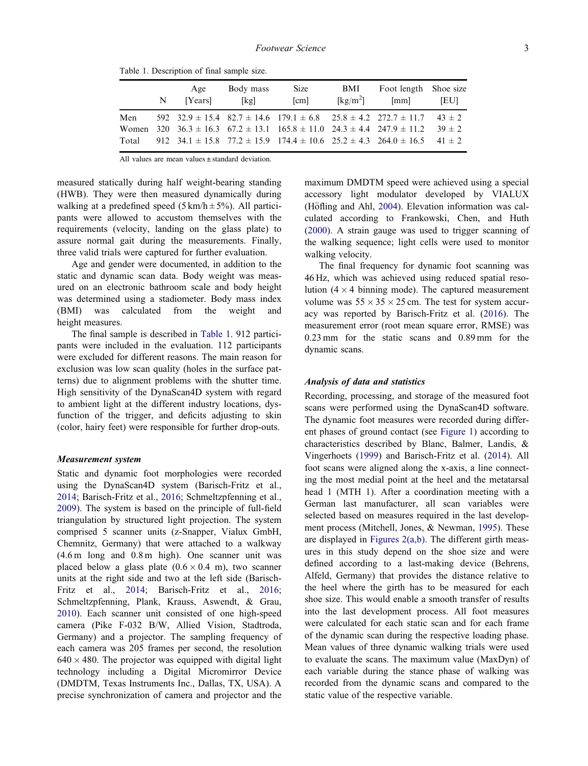Table 1. Description of final sample size.

| | N | Age [Years] | Body mass [kg] | Size [cm] | BMI [kg/m$^2$] | Foot length [mm] | Shoe size [EU] |
|---|---|---|---|---|---|---|---|
| Men | 592 | 32.9 ± 15.4 | 82.7 ± 14.6 | 179.1 ± 6.8 | 25.8 ± 4.2 | 272.7 ± 11.7 | 43 ± 2 |
| Women | 320 | 36.3 ± 16.3 | 67.2 ± 13.1 | 165.8 ± 11.0 | 24.3 ± 4.4 | 247.9 ± 11.2 | 39 ± 2 |
| Total | 912 | 34.1 ± 15.8 | 77.2 ± 15.9 | 174.4 ± 10.6 | 25.2 ± 4.3 | 264.0 ± 16.5 | 41 ± 2 |

All values are mean values ± standard deviation.

measured statically during half weight-bearing standing (HWB). They were then measured dynamically during walking at a predefined speed (5 km/h ± 5%). All participants were allowed to accustom themselves with the requirements (velocity, landing on the glass plate) to assure normal gait during the measurements. Finally, three valid trials were captured for further evaluation.

Age and gender were documented, in addition to the static and dynamic scan data. Body weight was measured on an electronic bathroom scale and body height was determined using a stadiometer. Body mass index (BMI) was calculated from the weight and height measures.

The final sample is described in Table 1. 912 participants were included in the evaluation. 112 participants were excluded for different reasons. The main reason for exclusion was low scan quality (holes in the surface patterns) due to alignment problems with the shutter time. High sensitivity of the DynaScan4D system with regard to ambient light at the different industry locations, dysfunction of the trigger, and deficits adjusting to skin (color, hairy feet) were responsible for further drop-outs.

### Measurement system

Static and dynamic foot morphologies were recorded using the DynaScan4D system (Barisch-Fritz et al., 2014; Barisch-Fritz et al., 2016; Schmeltzpfenning et al., 2009). The system is based on the principle of full-field triangulation by structured light projection. The system comprised 5 scanner units (z-Snapper, Vialux GmbH, Chemnitz, Germany) that were attached to a walkway (4.6 m long and 0.8 m high). One scanner unit was placed below a glass plate (0.6 × 0.4 m), two scanner units at the right side and two at the left side (Barisch-Fritz et al., 2014; Barisch-Fritz et al., 2016; Schmeltzpfenning, Plank, Krauss, Aswendt, & Grau, 2010). Each scanner unit consisted of one high-speed camera (Pike F-032 B/W, Allied Vision, Stadtroda, Germany) and a projector. The sampling frequency of each camera was 205 frames per second, the resolution 640 × 480. The projector was equipped with digital light technology including a Digital Micromirror Device (DMDTM, Texas Instruments Inc., Dallas, TX, USA). A precise synchronization of camera and projector and the maximum DMDTM speed were achieved using a special accessory light modulator developed by VIALUX (Höfling and Ahl, 2004). Elevation information was calculated according to Frankowski, Chen, and Huth (2000). A strain gauge was used to trigger scanning of the walking sequence; light cells were used to monitor walking velocity.

The final frequency for dynamic foot scanning was 46 Hz, which was achieved using reduced spatial resolution (4 × 4 binning mode). The captured measurement volume was 55 × 35 × 25 cm. The test for system accuracy was reported by Barisch-Fritz et al. (2016). The measurement error (root mean square error, RMSE) was 0.23 mm for the static scans and 0.89 mm for the dynamic scans.

### Analysis of data and statistics

Recording, processing, and storage of the measured foot scans were performed using the DynaScan4D software. The dynamic foot measures were recorded during different phases of ground contact (see Figure 1) according to characteristics described by Blanc, Balmer, Landis, & Vingerhoets (1999) and Barisch-Fritz et al. (2014). All foot scans were aligned along the x-axis, a line connecting the most medial point at the heel and the metatarsal head 1 (MTH 1). After a coordination meeting with a German last manufacturer, all scan variables were selected based on measures required in the last development process (Mitchell, Jones, & Newman, 1995). These are displayed in Figures 2(a,b). The different girth measures in this study depend on the shoe size and were defined according to a last-making device (Behrens, Alfeld, Germany) that provides the distance relative to the heel where the girth has to be measured for each shoe size. This would enable a smooth transfer of results into the last development process. All foot measures were calculated for each static scan and for each frame of the dynamic scan during the respective loading phase. Mean values of three dynamic walking trials were used to evaluate the scans. The maximum value (MaxDyn) of each variable during the stance phase of walking was recorded from the dynamic scans and compared to the static value of the respective variable.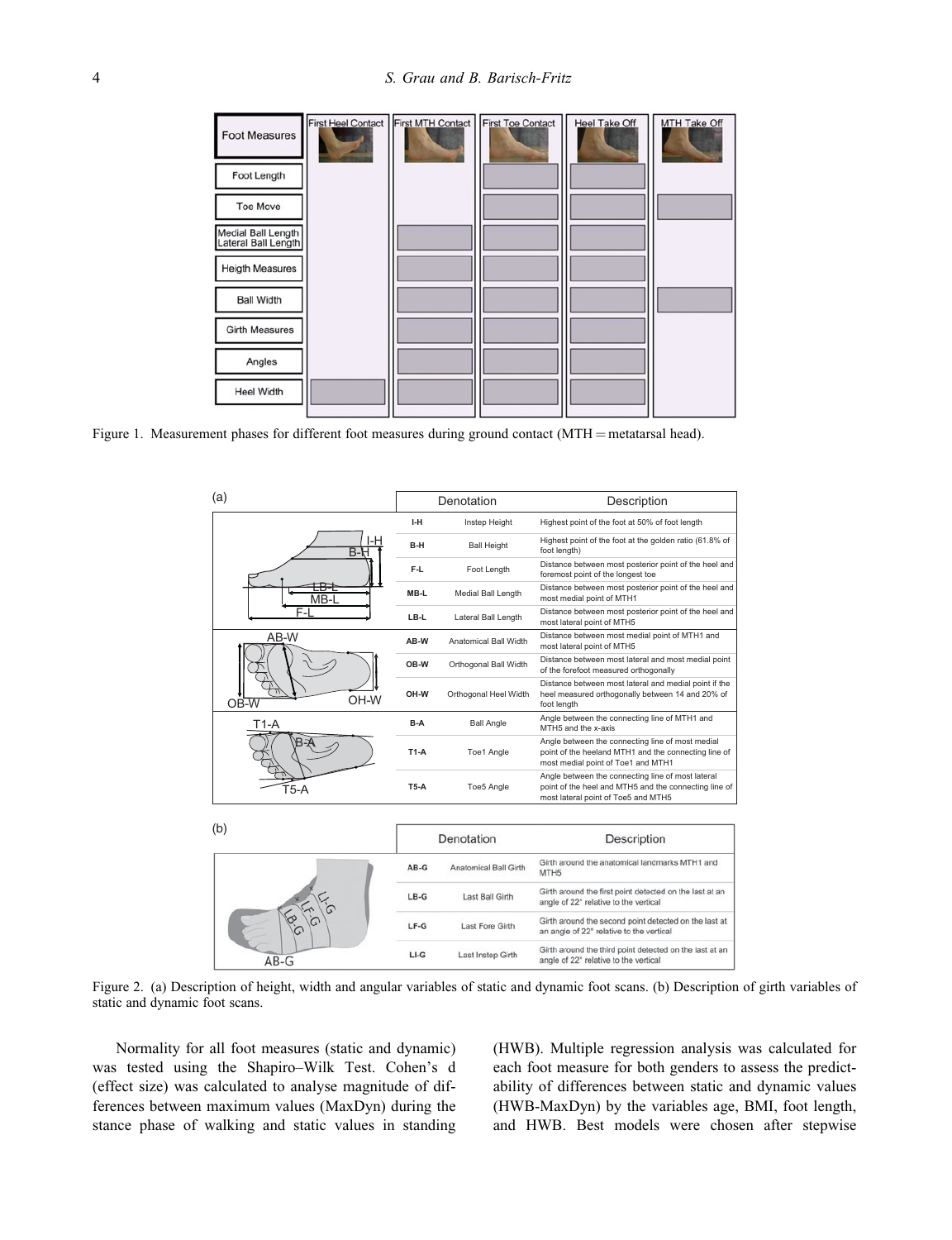| Foot Measures | First Heel Contact | First MTH Contact | First Toe Contact | Heel Take Off | MTH Take Off |
|---|---|---|---|---|---|
| Foot Length | | | ■ | ■ | |
| Toe Move | | | ■ | ■ | ■ |
| Medial Ball Length, Lateral Ball Length | | ■ | ■ | ■ | |
| Heigth Measures | | ■ | ■ | ■ | |
| Ball Width | | ■ | ■ | ■ | ■ |
| Girth Measures | | ■ | ■ | ■ | |
| Angles | | ■ | ■ | ■ | |
| Heel Width | ■ | ■ | | | |

Figure 1. Measurement phases for different foot measures during ground contact (MTH = metatarsal head).

(a)

| Denotation | | Description |
|---|---|---|
| I-H | Instep Height | Highest point of the foot at 50% of foot length |
| B-H | Ball Height | Highest point of the foot at the golden ratio (61.8% of foot length) |
| F-L | Foot Length | Distance between most posterior point of the heel and foremost point of the longest toe |
| MB-L | Medial Ball Length | Distance between most posterior point of the heel and most medial point of MTH1 |
| LB-L | Lateral Ball Length | Distance between most posterior point of the heel and most lateral point of MTH5 |
| AB-W | Anatomical Ball Width | Distance between most medial point of MTH1 and most lateral point of MTH5 |
| OB-W | Orthogonal Ball Width | Distance between most lateral and most medial point of the forefoot measured orthogonally |
| OH-W | Orthogonal Heel Width | Distance between most lateral and medial point if the heel measured orthogonally between 14 and 20% of foot length |
| B-A | Ball Angle | Angle between the connecting line of MTH1 and MTH5 and the x-axis |
| T1-A | Toe1 Angle | Angle between the connecting line of most medial point of the heeland MTH1 and the connecting line of most medial point of Toe1 and MTH1 |
| T5-A | Toe5 Angle | Angle between the connecting line of most lateral point of the heel and MTH5 and the connecting line of most lateral point of Toe5 and MTH5 |

(b)

| Denotation | | Description |
|---|---|---|
| AB-G | Anatomical Ball Girth | Girth around the anatomical landmarks MTH1 and MTH5 |
| LB-G | Last Ball Girth | Girth around the first point detected on the last at an angle of 22° relative to the vertical |
| LF-G | Last Fore Girth | Girth around the second point detected on the last at an angle of 22° relative to the vertical |
| LI-G | Last Instep Girth | Girth around the third point detected on the last at an angle of 22° relative to the vertical |

Figure 2. (a) Description of height, width and angular variables of static and dynamic foot scans. (b) Description of girth variables of static and dynamic foot scans.

Normality for all foot measures (static and dynamic) was tested using the Shapiro–Wilk Test. Cohen's d (effect size) was calculated to analyse magnitude of differences between maximum values (MaxDyn) during the stance phase of walking and static values in standing (HWB). Multiple regression analysis was calculated for each foot measure for both genders to assess the predictability of differences between static and dynamic values (HWB-MaxDyn) by the variables age, BMI, foot length, and HWB. Best models were chosen after stepwise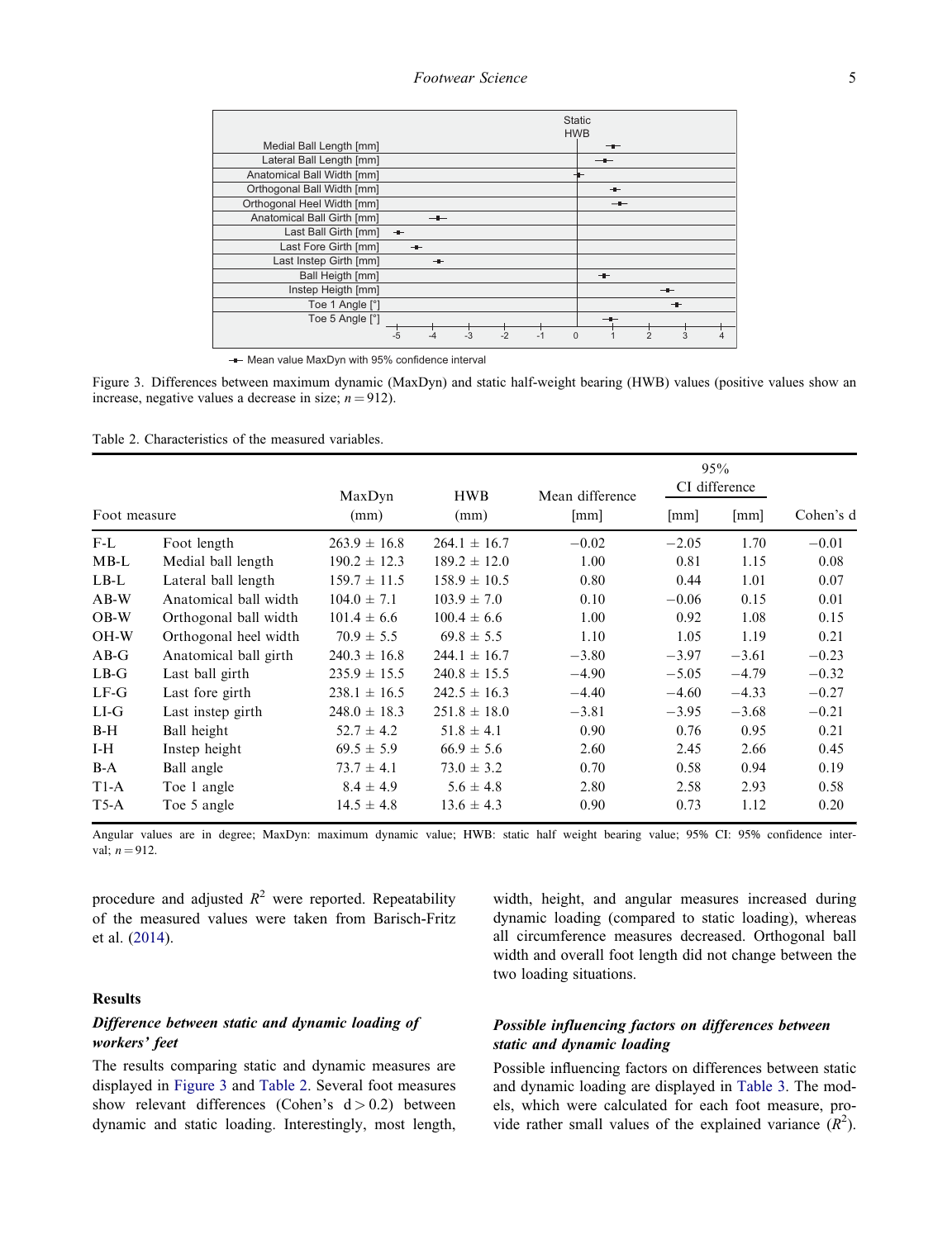Figure 3. Differences between maximum dynamic (MaxDyn) and static half-weight bearing (HWB) values (positive values show an increase, negative values a decrease in size; $n = 912$).

Table 2. Characteristics of the measured variables.

| Foot measure | | MaxDyn (mm) | HWB (mm) | Mean difference [mm] | 95% CI difference [mm] | | Cohen's d |
|---|---|---|---|---|---|---|---|
| | | | | | [mm] | [mm] | |
| F-L | Foot length | 263.9 ± 16.8 | 264.1 ± 16.7 | −0.02 | −2.05 | 1.70 | −0.01 |
| MB-L | Medial ball length | 190.2 ± 12.3 | 189.2 ± 12.0 | 1.00 | 0.81 | 1.15 | 0.08 |
| LB-L | Lateral ball length | 159.7 ± 11.5 | 158.9 ± 10.5 | 0.80 | 0.44 | 1.01 | 0.07 |
| AB-W | Anatomical ball width | 104.0 ± 7.1 | 103.9 ± 7.0 | 0.10 | −0.06 | 0.15 | 0.01 |
| OB-W | Orthogonal ball width | 101.4 ± 6.6 | 100.4 ± 6.6 | 1.00 | 0.92 | 1.08 | 0.15 |
| OH-W | Orthogonal heel width | 70.9 ± 5.5 | 69.8 ± 5.5 | 1.10 | 1.05 | 1.19 | 0.21 |
| AB-G | Anatomical ball girth | 240.3 ± 16.8 | 244.1 ± 16.7 | −3.80 | −3.97 | −3.61 | −0.23 |
| LB-G | Last ball girth | 235.9 ± 15.5 | 240.8 ± 15.5 | −4.90 | −5.05 | −4.79 | −0.32 |
| LF-G | Last fore girth | 238.1 ± 16.5 | 242.5 ± 16.3 | −4.40 | −4.60 | −4.33 | −0.27 |
| LI-G | Last instep girth | 248.0 ± 18.3 | 251.8 ± 18.0 | −3.81 | −3.95 | −3.68 | −0.21 |
| B-H | Ball height | 52.7 ± 4.2 | 51.8 ± 4.1 | 0.90 | 0.76 | 0.95 | 0.21 |
| I-H | Instep height | 69.5 ± 5.9 | 66.9 ± 5.6 | 2.60 | 2.45 | 2.66 | 0.45 |
| B-A | Ball angle | 73.7 ± 4.1 | 73.0 ± 3.2 | 0.70 | 0.58 | 0.94 | 0.19 |
| T1-A | Toe 1 angle | 8.4 ± 4.9 | 5.6 ± 4.8 | 2.80 | 2.58 | 2.93 | 0.58 |
| T5-A | Toe 5 angle | 14.5 ± 4.8 | 13.6 ± 4.3 | 0.90 | 0.73 | 1.12 | 0.20 |

Angular values are in degree; MaxDyn: maximum dynamic value; HWB: static half weight bearing value; 95% CI: 95% confidence interval; $n = 912$.

procedure and adjusted $R^2$ were reported. Repeatability of the measured values were taken from Barisch-Fritz et al. (2014).

## Results

### *Difference between static and dynamic loading of workers' feet*

The results comparing static and dynamic measures are displayed in Figure 3 and Table 2. Several foot measures show relevant differences (Cohen's $d > 0.2$) between dynamic and static loading. Interestingly, most length, width, height, and angular measures increased during dynamic loading (compared to static loading), whereas all circumference measures decreased. Orthogonal ball width and overall foot length did not change between the two loading situations.

### *Possible influencing factors on differences between static and dynamic loading*

Possible influencing factors on differences between static and dynamic loading are displayed in Table 3. The models, which were calculated for each foot measure, provide rather small values of the explained variance ($R^2$).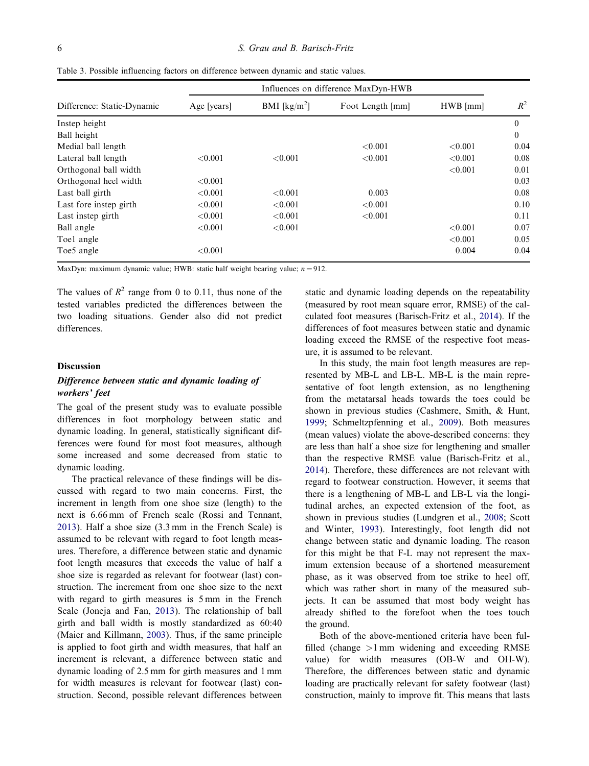Table 3. Possible influencing factors on difference between dynamic and static values.

| Difference: Static-Dynamic | Influences on difference MaxDyn-HWB | | | | $R^2$ |
|---|---|---|---|---|---|
| | Age [years] | BMI [kg/m$^2$] | Foot Length [mm] | HWB [mm] | |
| Instep height | | | | | 0 |
| Ball height | | | | | 0 |
| Medial ball length | | | <0.001 | <0.001 | 0.04 |
| Lateral ball length | <0.001 | <0.001 | <0.001 | <0.001 | 0.08 |
| Orthogonal ball width | | | | <0.001 | 0.01 |
| Orthogonal heel width | <0.001 | | | | 0.03 |
| Last ball girth | <0.001 | <0.001 | 0.003 | | 0.08 |
| Last fore instep girth | <0.001 | <0.001 | <0.001 | | 0.10 |
| Last instep girth | <0.001 | <0.001 | <0.001 | | 0.11 |
| Ball angle | <0.001 | <0.001 | | <0.001 | 0.07 |
| Toe1 angle | | | | <0.001 | 0.05 |
| Toe5 angle | <0.001 | | | 0.004 | 0.04 |

MaxDyn: maximum dynamic value; HWB: static half weight bearing value; $n = 912$.

The values of $R^2$ range from 0 to 0.11, thus none of the tested variables predicted the differences between the two loading situations. Gender also did not predict differences.

## Discussion

### *Difference between static and dynamic loading of workers' feet*

The goal of the present study was to evaluate possible differences in foot morphology between static and dynamic loading. In general, statistically significant differences were found for most foot measures, although some increased and some decreased from static to dynamic loading.

The practical relevance of these findings will be discussed with regard to two main concerns. First, the increment in length from one shoe size (length) to the next is 6.66 mm of French scale (Rossi and Tennant, 2013). Half a shoe size (3.3 mm in the French Scale) is assumed to be relevant with regard to foot length measures. Therefore, a difference between static and dynamic foot length measures that exceeds the value of half a shoe size is regarded as relevant for footwear (last) construction. The increment from one shoe size to the next with regard to girth measures is 5 mm in the French Scale (Joneja and Fan, 2013). The relationship of ball girth and ball width is mostly standardized as 60:40 (Maier and Killmann, 2003). Thus, if the same principle is applied to foot girth and width measures, that half an increment is relevant, a difference between static and dynamic loading of 2.5 mm for girth measures and 1 mm for width measures is relevant for footwear (last) construction. Second, possible relevant differences between static and dynamic loading depends on the repeatability (measured by root mean square error, RMSE) of the calculated foot measures (Barisch-Fritz et al., 2014). If the differences of foot measures between static and dynamic loading exceed the RMSE of the respective foot measure, it is assumed to be relevant.

In this study, the main foot length measures are represented by MB-L and LB-L. MB-L is the main representative of foot length extension, as no lengthening from the metatarsal heads towards the toes could be shown in previous studies (Cashmere, Smith, & Hunt, 1999; Schmeltzpfenning et al., 2009). Both measures (mean values) violate the above-described concerns: they are less than half a shoe size for lengthening and smaller than the respective RMSE value (Barisch-Fritz et al., 2014). Therefore, these differences are not relevant with regard to footwear construction. However, it seems that there is a lengthening of MB-L and LB-L via the longitudinal arches, an expected extension of the foot, as shown in previous studies (Lundgren et al., 2008; Scott and Winter, 1993). Interestingly, foot length did not change between static and dynamic loading. The reason for this might be that F-L may not represent the maximum extension because of a shortened measurement phase, as it was observed from toe strike to heel off, which was rather short in many of the measured subjects. It can be assumed that most body weight has already shifted to the forefoot when the toes touch the ground.

Both of the above-mentioned criteria have been fulfilled (change >1 mm widening and exceeding RMSE value) for width measures (OB-W and OH-W). Therefore, the differences between static and dynamic loading are practically relevant for safety footwear (last) construction, mainly to improve fit. This means that lasts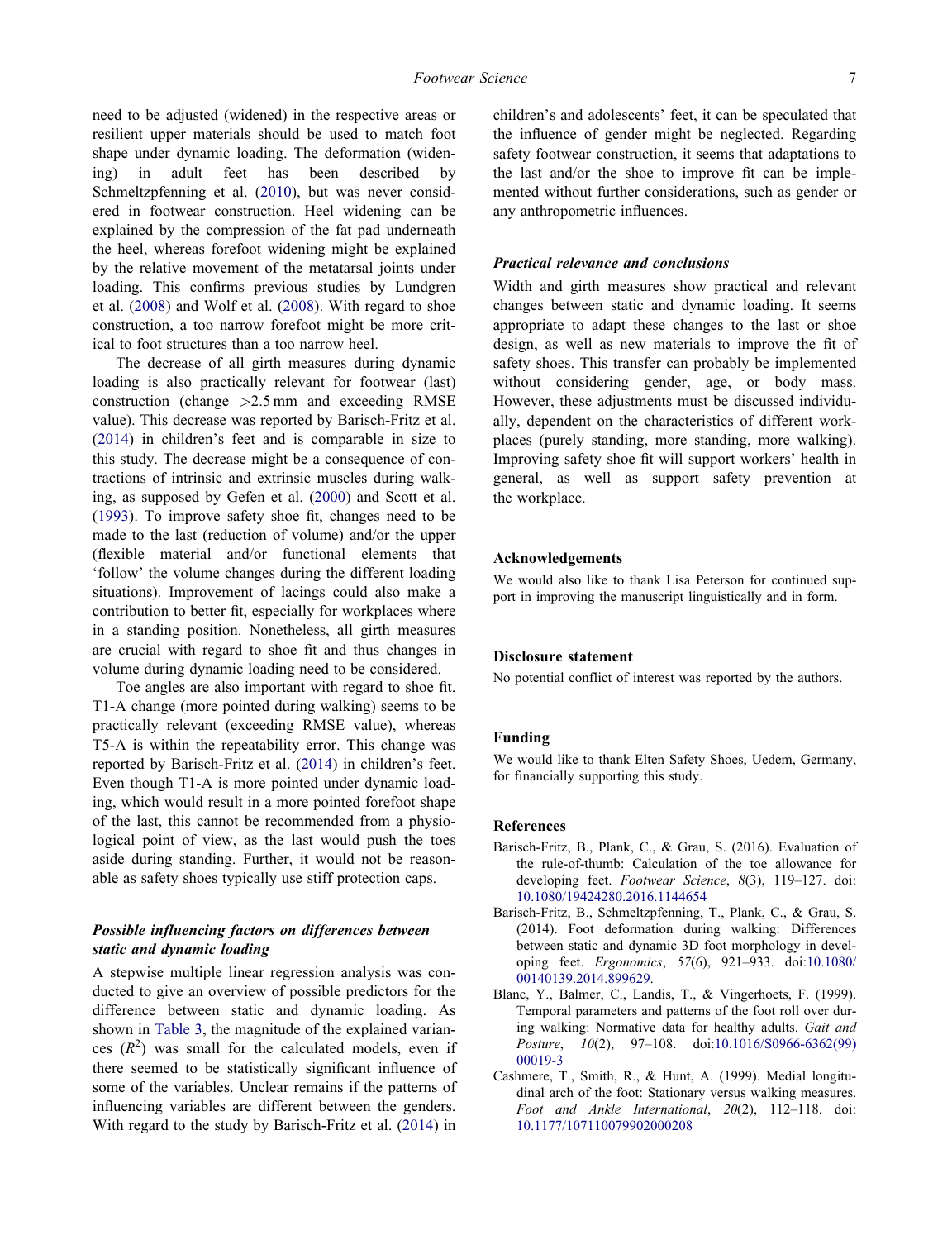need to be adjusted (widened) in the respective areas or resilient upper materials should be used to match foot shape under dynamic loading. The deformation (widening) in adult feet has been described by Schmeltzpfenning et al. (2010), but was never considered in footwear construction. Heel widening can be explained by the compression of the fat pad underneath the heel, whereas forefoot widening might be explained by the relative movement of the metatarsal joints under loading. This confirms previous studies by Lundgren et al. (2008) and Wolf et al. (2008). With regard to shoe construction, a too narrow forefoot might be more critical to foot structures than a too narrow heel.

The decrease of all girth measures during dynamic loading is also practically relevant for footwear (last) construction (change >2.5 mm and exceeding RMSE value). This decrease was reported by Barisch-Fritz et al. (2014) in children's feet and is comparable in size to this study. The decrease might be a consequence of contractions of intrinsic and extrinsic muscles during walking, as supposed by Gefen et al. (2000) and Scott et al. (1993). To improve safety shoe fit, changes need to be made to the last (reduction of volume) and/or the upper (flexible material and/or functional elements that 'follow' the volume changes during the different loading situations). Improvement of lacings could also make a contribution to better fit, especially for workplaces where in a standing position. Nonetheless, all girth measures are crucial with regard to shoe fit and thus changes in volume during dynamic loading need to be considered.

Toe angles are also important with regard to shoe fit. T1-A change (more pointed during walking) seems to be practically relevant (exceeding RMSE value), whereas T5-A is within the repeatability error. This change was reported by Barisch-Fritz et al. (2014) in children's feet. Even though T1-A is more pointed under dynamic loading, which would result in a more pointed forefoot shape of the last, this cannot be recommended from a physiological point of view, as the last would push the toes aside during standing. Further, it would not be reasonable as safety shoes typically use stiff protection caps.

### *Possible influencing factors on differences between static and dynamic loading*

A stepwise multiple linear regression analysis was conducted to give an overview of possible predictors for the difference between static and dynamic loading. As shown in Table 3, the magnitude of the explained variances ($R^2$) was small for the calculated models, even if there seemed to be statistically significant influence of some of the variables. Unclear remains if the patterns of influencing variables are different between the genders. With regard to the study by Barisch-Fritz et al. (2014) in children's and adolescents' feet, it can be speculated that the influence of gender might be neglected. Regarding safety footwear construction, it seems that adaptations to the last and/or the shoe to improve fit can be implemented without further considerations, such as gender or any anthropometric influences.

### *Practical relevance and conclusions*

Width and girth measures show practical and relevant changes between static and dynamic loading. It seems appropriate to adapt these changes to the last or shoe design, as well as new materials to improve the fit of safety shoes. This transfer can probably be implemented without considering gender, age, or body mass. However, these adjustments must be discussed individually, dependent on the characteristics of different workplaces (purely standing, more standing, more walking). Improving safety shoe fit will support workers' health in general, as well as support safety prevention at the workplace.

## Acknowledgements

We would also like to thank Lisa Peterson for continued support in improving the manuscript linguistically and in form.

## Disclosure statement

No potential conflict of interest was reported by the authors.

## Funding

We would like to thank Elten Safety Shoes, Uedem, Germany, for financially supporting this study.

## References

Barisch-Fritz, B., Plank, C., & Grau, S. (2016). Evaluation of the rule-of-thumb: Calculation of the toe allowance for developing feet. *Footwear Science*, *8*(3), 119–127. doi: 10.1080/19424280.2016.1144654

Barisch-Fritz, B., Schmeltzpfenning, T., Plank, C., & Grau, S. (2014). Foot deformation during walking: Differences between static and dynamic 3D foot morphology in developing feet. *Ergonomics*, *57*(6), 921–933. doi:10.1080/00140139.2014.899629.

Blanc, Y., Balmer, C., Landis, T., & Vingerhoets, F. (1999). Temporal parameters and patterns of the foot roll over during walking: Normative data for healthy adults. *Gait and Posture*, *10*(2), 97–108. doi:10.1016/S0966-6362(99)00019-3

Cashmere, T., Smith, R., & Hunt, A. (1999). Medial longitudinal arch of the foot: Stationary versus walking measures. *Foot and Ankle International*, *20*(2), 112–118. doi: 10.1177/107110079902000208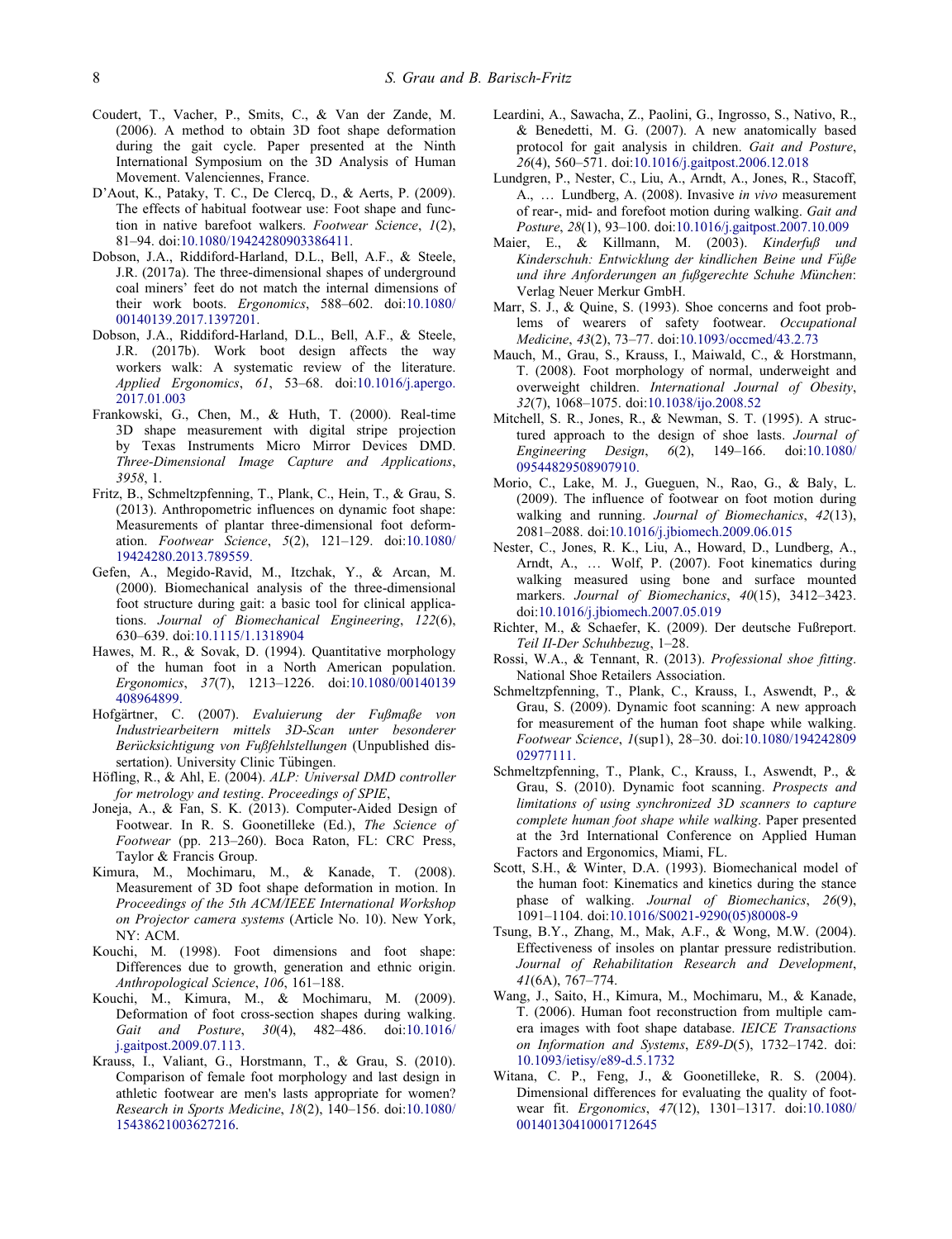Coudert, T., Vacher, P., Smits, C., & Van der Zande, M. (2006). A method to obtain 3D foot shape deformation during the gait cycle. Paper presented at the Ninth International Symposium on the 3D Analysis of Human Movement. Valenciennes, France.

D'Aout, K., Pataky, T. C., De Clercq, D., & Aerts, P. (2009). The effects of habitual footwear use: Foot shape and function in native barefoot walkers. *Footwear Science*, *1*(2), 81–94. doi:10.1080/19424280903386411.

Dobson, J.A., Riddiford-Harland, D.L., Bell, A.F., & Steele, J.R. (2017a). The three-dimensional shapes of underground coal miners' feet do not match the internal dimensions of their work boots. *Ergonomics*, 588–602. doi:10.1080/00140139.2017.1397201.

Dobson, J.A., Riddiford-Harland, D.L., Bell, A.F., & Steele, J.R. (2017b). Work boot design affects the way workers walk: A systematic review of the literature. *Applied Ergonomics*, *61*, 53–68. doi:10.1016/j.apergo.2017.01.003

Frankowski, G., Chen, M., & Huth, T. (2000). Real-time 3D shape measurement with digital stripe projection by Texas Instruments Micro Mirror Devices DMD. *Three-Dimensional Image Capture and Applications*, *3958*, 1.

Fritz, B., Schmeltzpfenning, T., Plank, C., Hein, T., & Grau, S. (2013). Anthropometric influences on dynamic foot shape: Measurements of plantar three-dimensional foot deformation. *Footwear Science*, *5*(2), 121–129. doi:10.1080/19424280.2013.789559.

Gefen, A., Megido-Ravid, M., Itzchak, Y., & Arcan, M. (2000). Biomechanical analysis of the three-dimensional foot structure during gait: a basic tool for clinical applications. *Journal of Biomechanical Engineering*, *122*(6), 630–639. doi:10.1115/1.1318904

Hawes, M. R., & Sovak, D. (1994). Quantitative morphology of the human foot in a North American population. *Ergonomics*, *37*(7), 1213–1226. doi:10.1080/00140139408964899.

Hofgärtner, C. (2007). *Evaluierung der Fußmaße von Industriearbeitern mittels 3D-Scan unter besonderer Berücksichtigung von Fußfehlstellungen* (Unpublished dissertation). University Clinic Tübingen.

Höfling, R., & Ahl, E. (2004). *ALP: Universal DMD controller for metrology and testing*. *Proceedings of SPIE*,

Joneja, A., & Fan, S. K. (2013). Computer-Aided Design of Footwear. In R. S. Goonetilleke (Ed.), *The Science of Footwear* (pp. 213–260). Boca Raton, FL: CRC Press, Taylor & Francis Group.

Kimura, M., Mochimaru, M., & Kanade, T. (2008). Measurement of 3D foot shape deformation in motion. In *Proceedings of the 5th ACM/IEEE International Workshop on Projector camera systems* (Article No. 10). New York, NY: ACM.

Kouchi, M. (1998). Foot dimensions and foot shape: Differences due to growth, generation and ethnic origin. *Anthropological Science*, *106*, 161–188.

Kouchi, M., Kimura, M., & Mochimaru, M. (2009). Deformation of foot cross-section shapes during walking. *Gait and Posture*, *30*(4), 482–486. doi:10.1016/j.gaitpost.2009.07.113.

Krauss, I., Valiant, G., Horstmann, T., & Grau, S. (2010). Comparison of female foot morphology and last design in athletic footwear are men's lasts appropriate for women? *Research in Sports Medicine*, *18*(2), 140–156. doi:10.1080/15438621003627216.

Leardini, A., Sawacha, Z., Paolini, G., Ingrosso, S., Nativo, R., & Benedetti, M. G. (2007). A new anatomically based protocol for gait analysis in children. *Gait and Posture*, *26*(4), 560–571. doi:10.1016/j.gaitpost.2006.12.018

Lundgren, P., Nester, C., Liu, A., Arndt, A., Jones, R., Stacoff, A., … Lundberg, A. (2008). Invasive *in vivo* measurement of rear-, mid- and forefoot motion during walking. *Gait and Posture*, *28*(1), 93–100. doi:10.1016/j.gaitpost.2007.10.009

Maier, E., & Killmann, M. (2003). *Kinderfuß und Kinderschuh: Entwicklung der kindlichen Beine und Füße und ihre Anforderungen an fußgerechte Schuhe München*: Verlag Neuer Merkur GmbH.

Marr, S. J., & Quine, S. (1993). Shoe concerns and foot problems of wearers of safety footwear. *Occupational Medicine*, *43*(2), 73–77. doi:10.1093/occmed/43.2.73

Mauch, M., Grau, S., Krauss, I., Maiwald, C., & Horstmann, T. (2008). Foot morphology of normal, underweight and overweight children. *International Journal of Obesity*, *32*(7), 1068–1075. doi:10.1038/ijo.2008.52

Mitchell, S. R., Jones, R., & Newman, S. T. (1995). A structured approach to the design of shoe lasts. *Journal of Engineering Design*, *6*(2), 149–166. doi:10.1080/09544829508907910.

Morio, C., Lake, M. J., Gueguen, N., Rao, G., & Baly, L. (2009). The influence of footwear on foot motion during walking and running. *Journal of Biomechanics*, *42*(13), 2081–2088. doi:10.1016/j.jbiomech.2009.06.015

Nester, C., Jones, R. K., Liu, A., Howard, D., Lundberg, A., Arndt, A., … Wolf, P. (2007). Foot kinematics during walking measured using bone and surface mounted markers. *Journal of Biomechanics*, *40*(15), 3412–3423. doi:10.1016/j.jbiomech.2007.05.019

Richter, M., & Schaefer, K. (2009). Der deutsche Fußreport. *Teil II-Der Schuhbezug*, 1–28.

Rossi, W.A., & Tennant, R. (2013). *Professional shoe fitting*. National Shoe Retailers Association.

Schmeltzpfenning, T., Plank, C., Krauss, I., Aswendt, P., & Grau, S. (2009). Dynamic foot scanning: A new approach for measurement of the human foot shape while walking. *Footwear Science*, *1*(sup1), 28–30. doi:10.1080/19424280902977111.

Schmeltzpfenning, T., Plank, C., Krauss, I., Aswendt, P., & Grau, S. (2010). Dynamic foot scanning. *Prospects and limitations of using synchronized 3D scanners to capture complete human foot shape while walking*. Paper presented at the 3rd International Conference on Applied Human Factors and Ergonomics, Miami, FL.

Scott, S.H., & Winter, D.A. (1993). Biomechanical model of the human foot: Kinematics and kinetics during the stance phase of walking. *Journal of Biomechanics*, *26*(9), 1091–1104. doi:10.1016/S0021-9290(05)80008-9

Tsung, B.Y., Zhang, M., Mak, A.F., & Wong, M.W. (2004). Effectiveness of insoles on plantar pressure redistribution. *Journal of Rehabilitation Research and Development*, *41*(6A), 767–774.

Wang, J., Saito, H., Kimura, M., Mochimaru, M., & Kanade, T. (2006). Human foot reconstruction from multiple camera images with foot shape database. *IEICE Transactions on Information and Systems*, *E89-D*(5), 1732–1742. doi:10.1093/ietisy/e89-d.5.1732

Witana, C. P., Feng, J., & Goonetilleke, R. S. (2004). Dimensional differences for evaluating the quality of footwear fit. *Ergonomics*, *47*(12), 1301–1317. doi:10.1080/00140130410001712645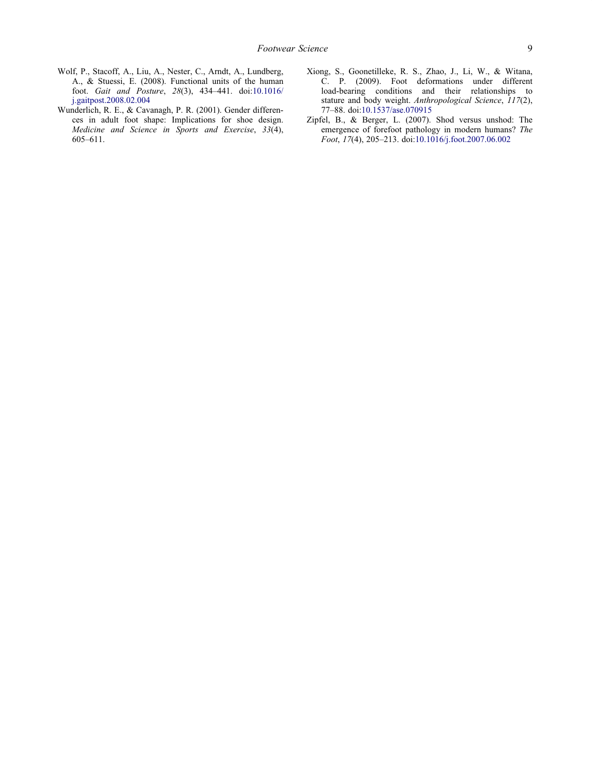Wolf, P., Stacoff, A., Liu, A., Nester, C., Arndt, A., Lundberg, A., & Stuessi, E. (2008). Functional units of the human foot. *Gait and Posture*, *28*(3), 434–441. doi:10.1016/j.gaitpost.2008.02.004

Wunderlich, R. E., & Cavanagh, P. R. (2001). Gender differences in adult foot shape: Implications for shoe design. *Medicine and Science in Sports and Exercise*, *33*(4), 605–611.

Xiong, S., Goonetilleke, R. S., Zhao, J., Li, W., & Witana, C. P. (2009). Foot deformations under different load-bearing conditions and their relationships to stature and body weight. *Anthropological Science*, *117*(2), 77–88. doi:10.1537/ase.070915

Zipfel, B., & Berger, L. (2007). Shod versus unshod: The emergence of forefoot pathology in modern humans? *The Foot*, *17*(4), 205–213. doi:10.1016/j.foot.2007.06.002